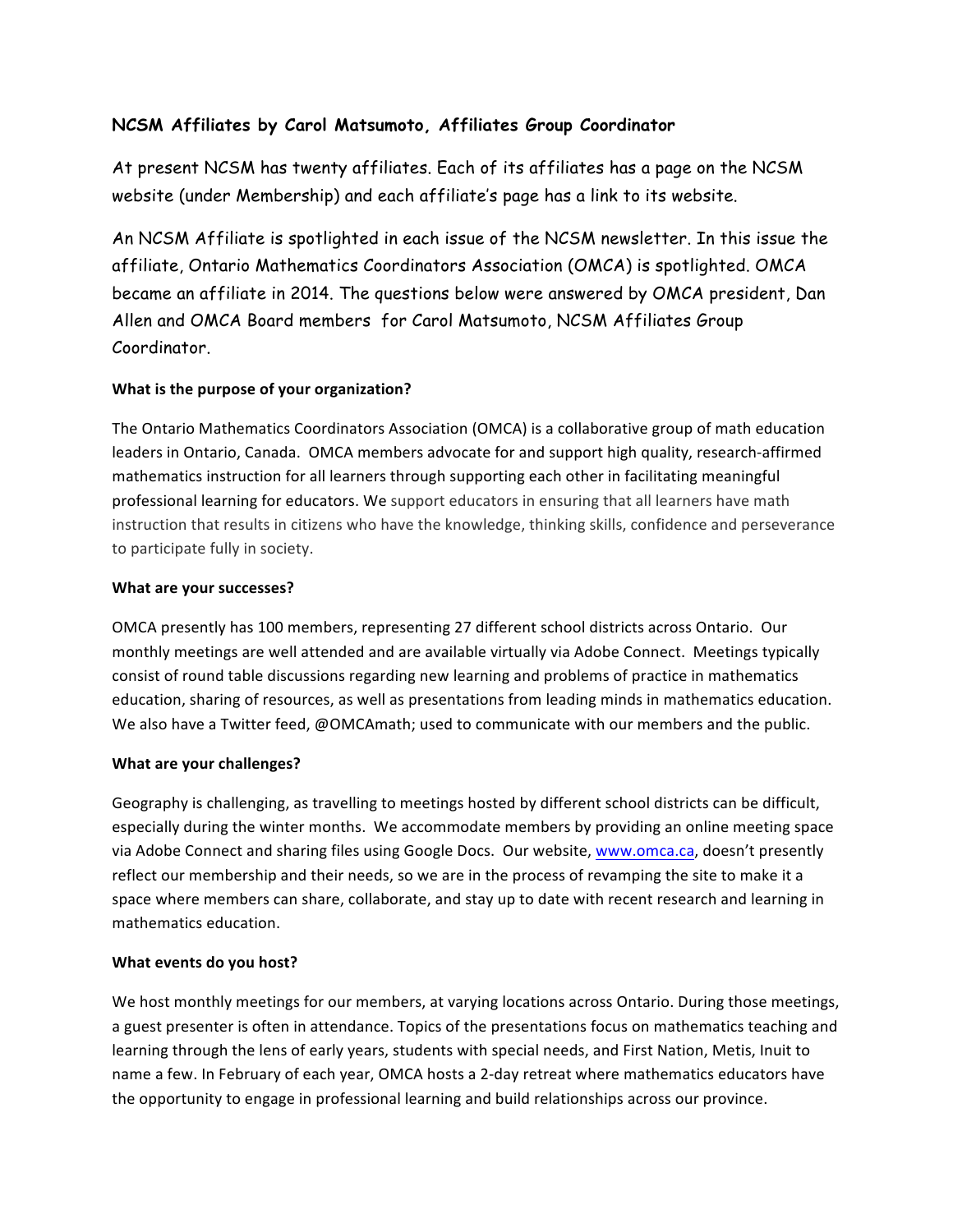## NCSM Affiliates by Carol Matsumoto, Affiliates Group Coordinator

At present NCSM has twenty affiliates. Each of its affiliates has a page on the NCSM website (under Membership) and each affiliate's page has a link to its website.

An NCSM Affiliate is spotlighted in each issue of the NCSM newsletter. In this issue the affiliate, Ontario Mathematics Coordinators Association (OMCA) is spotlighted. OMCA became an affiliate in 2014. The questions below were answered by OMCA president, Dan Allen and OMCA Board members for Carol Matsumoto, NCSM Affiliates Group Coordinator.

**What is the purpose of your organization?**

The Ontario Mathematics Coordinators Association (OMCA) is a collaborative group of math education leaders in Ontario, Canada. OMCA members advocate for and support high quality, research-affirmed mathematics instruction for all learners through supporting each other in facilitating meaningful professional learning for educators. We support educators in ensuring that all learners have math instruction that results in citizens who have the knowledge, thinking skills, confidence and perseverance to participate fully in society.

**What are your successes?**

OMCA presently has 100 members, representing 27 different school districts across Ontario. Our monthly meetings are well attended and are available virtually via Adobe Connect. Meetings typically consist of round table discussions regarding new learning and problems of practice in mathematics education, sharing of resources, as well as presentations from leading minds in mathematics education. We also have a Twitter feed, @OMCAmath; used to communicate with our members and the public.

**What are your challenges?**

Geography is challenging, as travelling to meetings hosted by different school districts can be difficult, especially during the winter months. We accommodate members by providing an online meeting space via Adobe Connect and sharing files using Google Docs. Our website, [www.omca.ca](http://www.omca.ca), doesn't presently reflect our membership and their needs, so we are in the process of revamping the site to make it a space where members can share, collaborate, and stay up to date with recent research and learning in mathematics education.

**What events do you host?**

We host monthly meetings for our members, at varying locations across Ontario. During those meetings, a guest presenter is often in attendance. Topics of the presentations focus on mathematics teaching and learning through the lens of early years, students with special needs, and First Nation, Metis, Inuit to name a few. In February of each year, OMCA hosts a 2-day retreat where mathematics educators have the opportunity to engage in professional learning and build relationships across our province.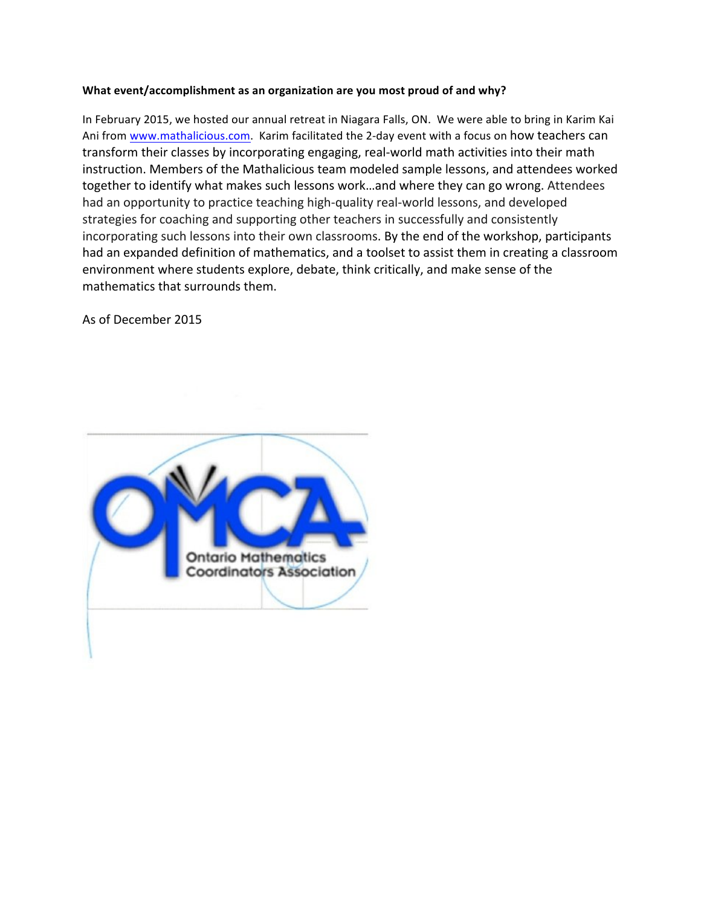**What event/accomplishment as an organization are you most proud of and why?**

In February 2015, we hosted our annual retreat in Niagara Falls, ON. We were able to bring in Karim Kai Ani from www.mathalicious.com. Karim facilitated the 2-day event with a focus on how teachers can transform their classes by incorporating engaging, real-world math activities into their math instruction. Members of the Mathalicious team modeled sample lessons, and attendees worked together to identify what makes such lessons work…and where they can go wrong. Attendees had an opportunity to practice teaching high-quality real-world lessons, and developed strategies for coaching and supporting other teachers in successfully and consistently incorporating such lessons into their own classrooms. By the end of the workshop, participants had an expanded definition of mathematics, and a toolset to assist them in creating a classroom environment where students explore, debate, think critically, and make sense of the mathematics that surrounds them.

As of December 2015

OMCA
Ontario Mathematics Coordinators Association